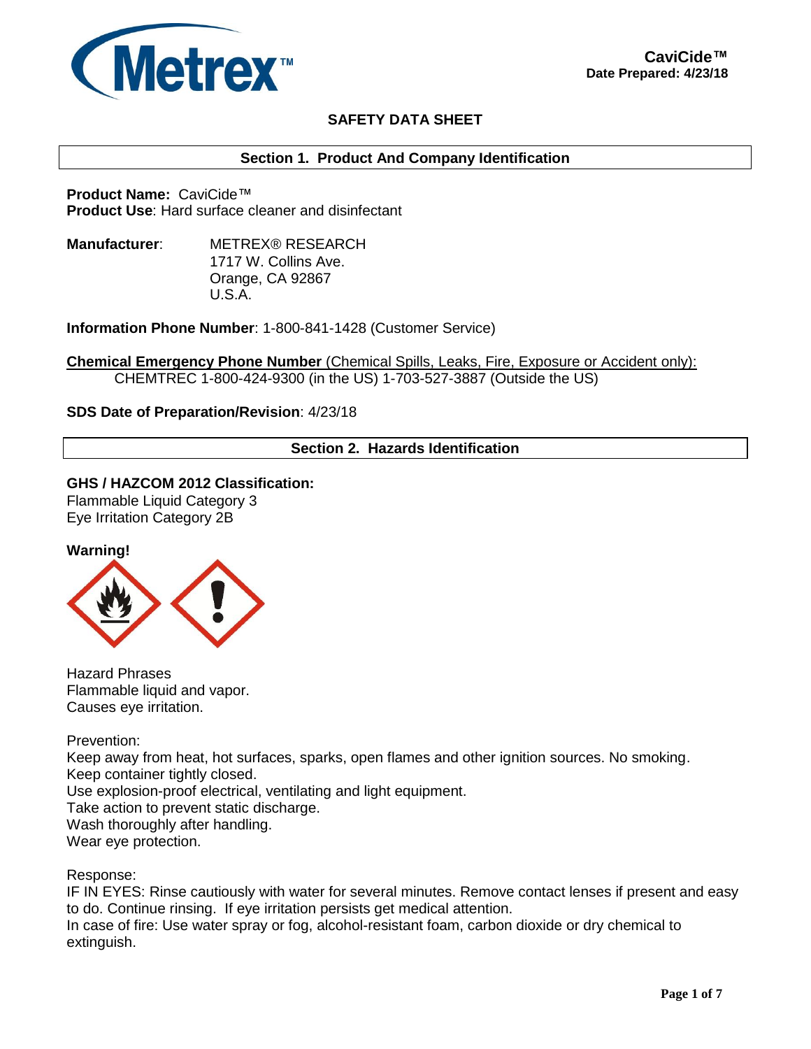Metrex™

**CaviCide™**
**Date Prepared: 4/23/18**

# SAFETY DATA SHEET

## Section 1. Product And Company Identification

**Product Name:** CaviCide™
**Product Use**: Hard surface cleaner and disinfectant

**Manufacturer**: METREX® RESEARCH
1717 W. Collins Ave.
Orange, CA 92867
U.S.A.

**Information Phone Number**: 1-800-841-1428 (Customer Service)

**Chemical Emergency Phone Number** (Chemical Spills, Leaks, Fire, Exposure or Accident only):
CHEMTREC 1-800-424-9300 (in the US) 1-703-527-3887 (Outside the US)

**SDS Date of Preparation/Revision**: 4/23/18

## Section 2. Hazards Identification

**GHS / HAZCOM 2012 Classification:**
Flammable Liquid Category 3
Eye Irritation Category 2B

**Warning!**

Hazard Phrases
Flammable liquid and vapor.
Causes eye irritation.

Prevention:
Keep away from heat, hot surfaces, sparks, open flames and other ignition sources. No smoking.
Keep container tightly closed.
Use explosion-proof electrical, ventilating and light equipment.
Take action to prevent static discharge.
Wash thoroughly after handling.
Wear eye protection.

Response:
IF IN EYES: Rinse cautiously with water for several minutes. Remove contact lenses if present and easy to do. Continue rinsing. If eye irritation persists get medical attention.
In case of fire: Use water spray or fog, alcohol-resistant foam, carbon dioxide or dry chemical to extinguish.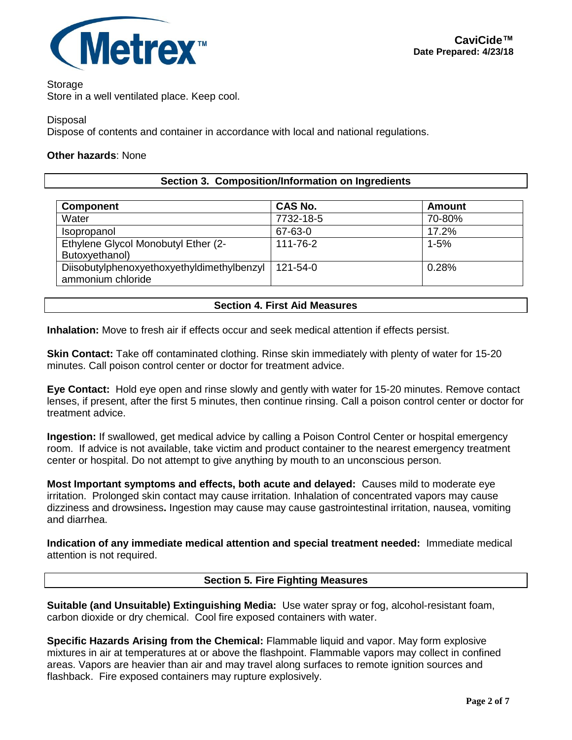Storage
Store in a well ventilated place. Keep cool.

Disposal
Dispose of contents and container in accordance with local and national regulations.

**Other hazards**: None

## Section 3. Composition/Information on Ingredients

| Component | CAS No. | Amount |
|---|---|---|
| Water | 7732-18-5 | 70-80% |
| Isopropanol | 67-63-0 | 17.2% |
| Ethylene Glycol Monobutyl Ether (2-Butoxyethanol) | 111-76-2 | 1-5% |
| Diisobutylphenoxyethoxyethyldimethylbenzyl ammonium chloride | 121-54-0 | 0.28% |

## Section 4. First Aid Measures

**Inhalation:** Move to fresh air if effects occur and seek medical attention if effects persist.

**Skin Contact:** Take off contaminated clothing. Rinse skin immediately with plenty of water for 15-20 minutes. Call poison control center or doctor for treatment advice.

**Eye Contact:** Hold eye open and rinse slowly and gently with water for 15-20 minutes. Remove contact lenses, if present, after the first 5 minutes, then continue rinsing. Call a poison control center or doctor for treatment advice.

**Ingestion:** If swallowed, get medical advice by calling a Poison Control Center or hospital emergency room. If advice is not available, take victim and product container to the nearest emergency treatment center or hospital. Do not attempt to give anything by mouth to an unconscious person.

**Most Important symptoms and effects, both acute and delayed:** Causes mild to moderate eye irritation. Prolonged skin contact may cause irritation. Inhalation of concentrated vapors may cause dizziness and drowsiness**.** Ingestion may cause may cause gastrointestinal irritation, nausea, vomiting and diarrhea.

**Indication of any immediate medical attention and special treatment needed:** Immediate medical attention is not required.

## Section 5. Fire Fighting Measures

**Suitable (and Unsuitable) Extinguishing Media:** Use water spray or fog, alcohol-resistant foam, carbon dioxide or dry chemical. Cool fire exposed containers with water.

**Specific Hazards Arising from the Chemical:** Flammable liquid and vapor. May form explosive mixtures in air at temperatures at or above the flashpoint. Flammable vapors may collect in confined areas. Vapors are heavier than air and may travel along surfaces to remote ignition sources and flashback. Fire exposed containers may rupture explosively.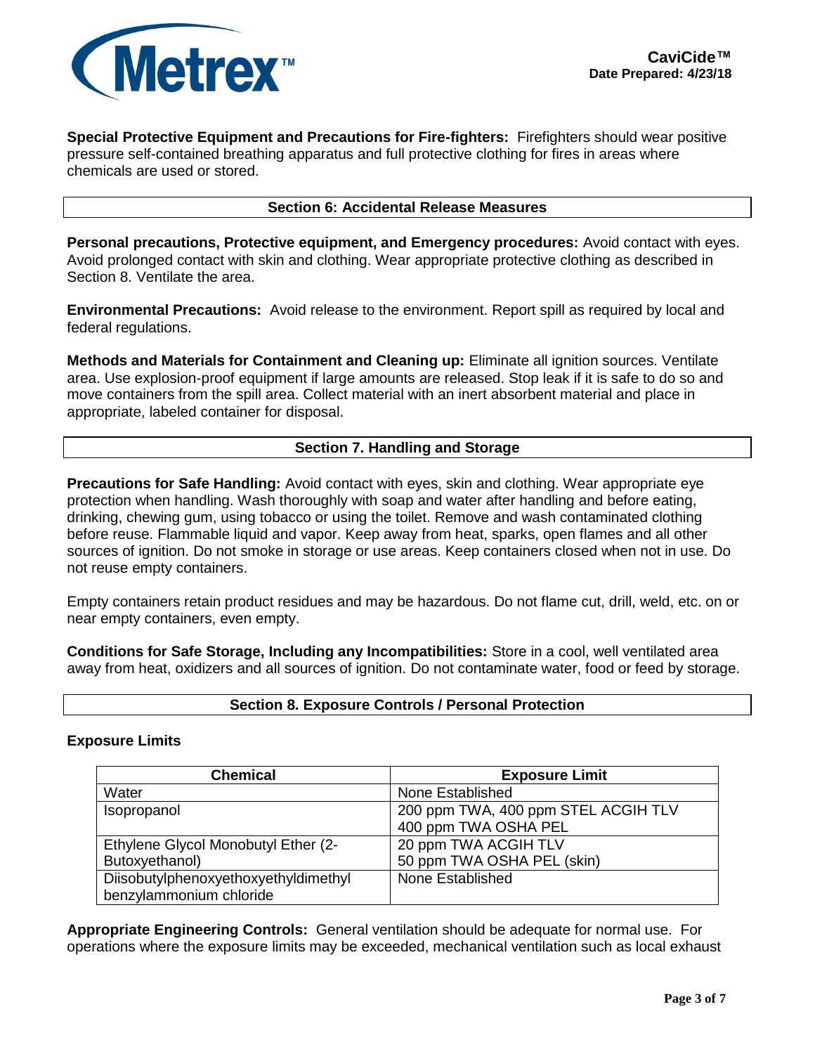**Special Protective Equipment and Precautions for Fire-fighters:** Firefighters should wear positive pressure self-contained breathing apparatus and full protective clothing for fires in areas where chemicals are used or stored.

## Section 6: Accidental Release Measures

**Personal precautions, Protective equipment, and Emergency procedures:** Avoid contact with eyes. Avoid prolonged contact with skin and clothing. Wear appropriate protective clothing as described in Section 8. Ventilate the area.

**Environmental Precautions:** Avoid release to the environment. Report spill as required by local and federal regulations.

**Methods and Materials for Containment and Cleaning up:** Eliminate all ignition sources. Ventilate area. Use explosion-proof equipment if large amounts are released. Stop leak if it is safe to do so and move containers from the spill area. Collect material with an inert absorbent material and place in appropriate, labeled container for disposal.

## Section 7. Handling and Storage

**Precautions for Safe Handling:** Avoid contact with eyes, skin and clothing. Wear appropriate eye protection when handling. Wash thoroughly with soap and water after handling and before eating, drinking, chewing gum, using tobacco or using the toilet. Remove and wash contaminated clothing before reuse. Flammable liquid and vapor. Keep away from heat, sparks, open flames and all other sources of ignition. Do not smoke in storage or use areas. Keep containers closed when not in use. Do not reuse empty containers.

Empty containers retain product residues and may be hazardous. Do not flame cut, drill, weld, etc. on or near empty containers, even empty.

**Conditions for Safe Storage, Including any Incompatibilities:** Store in a cool, well ventilated area away from heat, oxidizers and all sources of ignition. Do not contaminate water, food or feed by storage.

## Section 8. Exposure Controls / Personal Protection

**Exposure Limits**

| Chemical | Exposure Limit |
|---|---|
| Water | None Established |
| Isopropanol | 200 ppm TWA, 400 ppm STEL ACGIH TLV<br>400 ppm TWA OSHA PEL |
| Ethylene Glycol Monobutyl Ether (2-Butoxyethanol) | 20 ppm TWA ACGIH TLV<br>50 ppm TWA OSHA PEL (skin) |
| Diisobutylphenoxyethyldimethyl benzylammonium chloride | None Established |

**Appropriate Engineering Controls:** General ventilation should be adequate for normal use. For operations where the exposure limits may be exceeded, mechanical ventilation such as local exhaust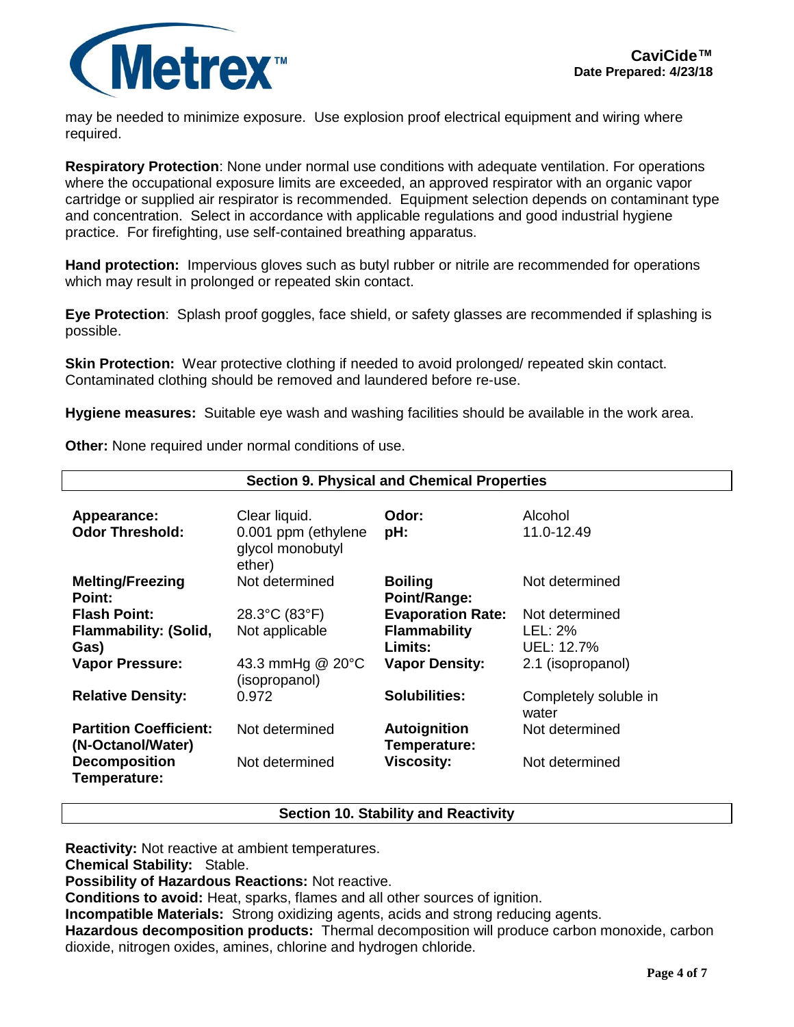may be needed to minimize exposure. Use explosion proof electrical equipment and wiring where required.

**Respiratory Protection**: None under normal use conditions with adequate ventilation. For operations where the occupational exposure limits are exceeded, an approved respirator with an organic vapor cartridge or supplied air respirator is recommended. Equipment selection depends on contaminant type and concentration. Select in accordance with applicable regulations and good industrial hygiene practice. For firefighting, use self-contained breathing apparatus.

**Hand protection:** Impervious gloves such as butyl rubber or nitrile are recommended for operations which may result in prolonged or repeated skin contact.

**Eye Protection**: Splash proof goggles, face shield, or safety glasses are recommended if splashing is possible.

**Skin Protection:** Wear protective clothing if needed to avoid prolonged/ repeated skin contact. Contaminated clothing should be removed and laundered before re-use.

**Hygiene measures:** Suitable eye wash and washing facilities should be available in the work area.

**Other:** None required under normal conditions of use.

## Section 9. Physical and Chemical Properties

| | | | |
|---|---|---|---|
| **Appearance:** | Clear liquid. | **Odor:** | Alcohol |
| **Odor Threshold:** | 0.001 ppm (ethylene glycol monobutyl ether) | **pH:** | 11.0-12.49 |
| **Melting/Freezing Point:** | Not determined | **Boiling Point/Range:** | Not determined |
| **Flash Point:** | 28.3°C (83°F) | **Evaporation Rate:** | Not determined |
| **Flammability: (Solid, Gas)** | Not applicable | **Flammability Limits:** | LEL: 2%<br>UEL: 12.7% |
| **Vapor Pressure:** | 43.3 mmHg @ 20°C (isopropanol) | **Vapor Density:** | 2.1 (isopropanol) |
| **Relative Density:** | 0.972 | **Solubilities:** | Completely soluble in water |
| **Partition Coefficient: (N-Octanol/Water)** | Not determined | **Autoignition Temperature:** | Not determined |
| **Decomposition Temperature:** | Not determined | **Viscosity:** | Not determined |

## Section 10. Stability and Reactivity

**Reactivity:** Not reactive at ambient temperatures.
**Chemical Stability:** Stable.
**Possibility of Hazardous Reactions:** Not reactive.
**Conditions to avoid:** Heat, sparks, flames and all other sources of ignition.
**Incompatible Materials:** Strong oxidizing agents, acids and strong reducing agents.
**Hazardous decomposition products:** Thermal decomposition will produce carbon monoxide, carbon dioxide, nitrogen oxides, amines, chlorine and hydrogen chloride.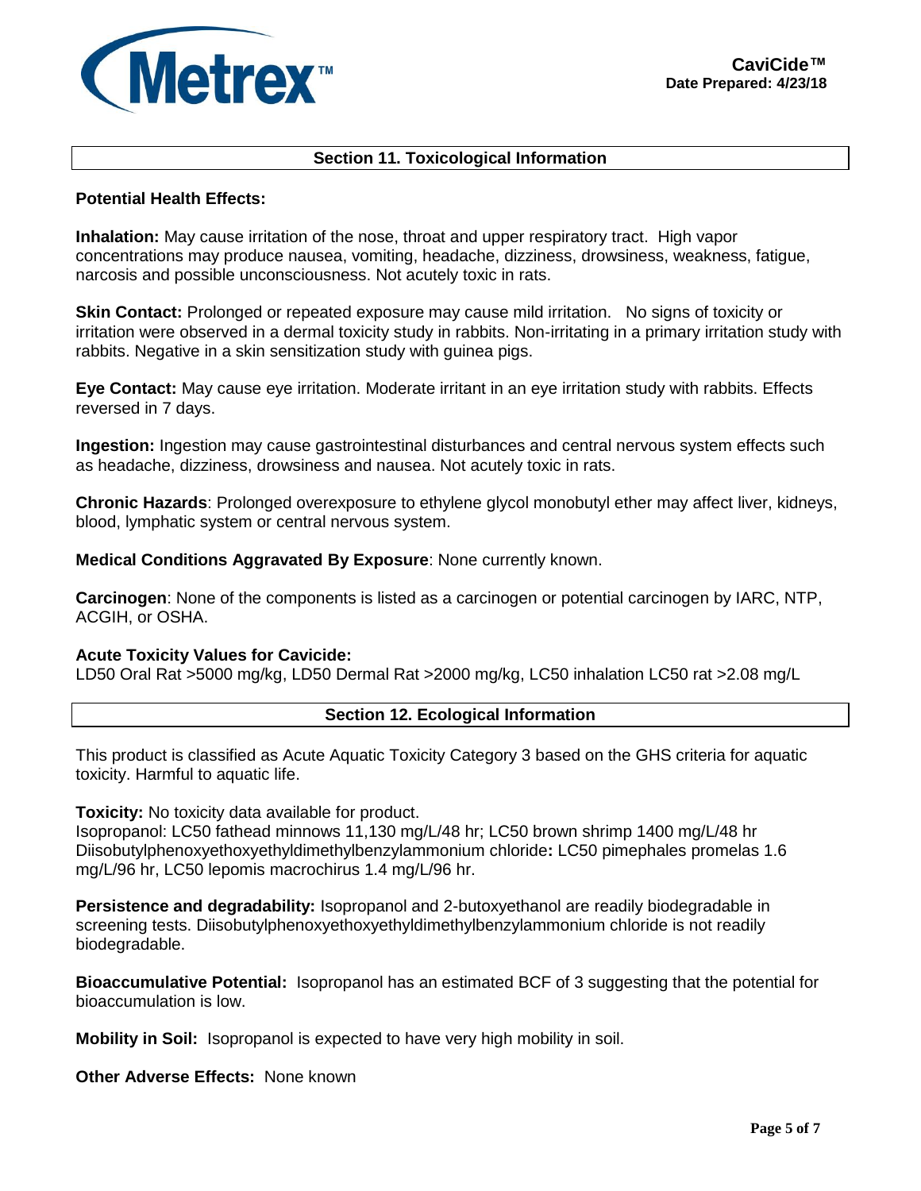## Section 11. Toxicological Information

**Potential Health Effects:**

**Inhalation:** May cause irritation of the nose, throat and upper respiratory tract. High vapor concentrations may produce nausea, vomiting, headache, dizziness, drowsiness, weakness, fatigue, narcosis and possible unconsciousness. Not acutely toxic in rats.

**Skin Contact:** Prolonged or repeated exposure may cause mild irritation. No signs of toxicity or irritation were observed in a dermal toxicity study in rabbits. Non-irritating in a primary irritation study with rabbits. Negative in a skin sensitization study with guinea pigs.

**Eye Contact:** May cause eye irritation. Moderate irritant in an eye irritation study with rabbits. Effects reversed in 7 days.

**Ingestion:** Ingestion may cause gastrointestinal disturbances and central nervous system effects such as headache, dizziness, drowsiness and nausea. Not acutely toxic in rats.

**Chronic Hazards**: Prolonged overexposure to ethylene glycol monobutyl ether may affect liver, kidneys, blood, lymphatic system or central nervous system.

**Medical Conditions Aggravated By Exposure**: None currently known.

**Carcinogen**: None of the components is listed as a carcinogen or potential carcinogen by IARC, NTP, ACGIH, or OSHA.

**Acute Toxicity Values for Cavicide:**
LD50 Oral Rat >5000 mg/kg, LD50 Dermal Rat >2000 mg/kg, LC50 inhalation LC50 rat >2.08 mg/L

## Section 12. Ecological Information

This product is classified as Acute Aquatic Toxicity Category 3 based on the GHS criteria for aquatic toxicity. Harmful to aquatic life.

**Toxicity:** No toxicity data available for product.
Isopropanol: LC50 fathead minnows 11,130 mg/L/48 hr; LC50 brown shrimp 1400 mg/L/48 hr
Diisobutylphenoxyethoxyethyldimethylbenzylammonium chloride**:** LC50 pimephales promelas 1.6 mg/L/96 hr, LC50 lepomis macrochirus 1.4 mg/L/96 hr.

**Persistence and degradability:** Isopropanol and 2-butoxyethanol are readily biodegradable in screening tests. Diisobutylphenoxyethoxyethyldimethylbenzylammonium chloride is not readily biodegradable.

**Bioaccumulative Potential:** Isopropanol has an estimated BCF of 3 suggesting that the potential for bioaccumulation is low.

**Mobility in Soil:** Isopropanol is expected to have very high mobility in soil.

**Other Adverse Effects:** None known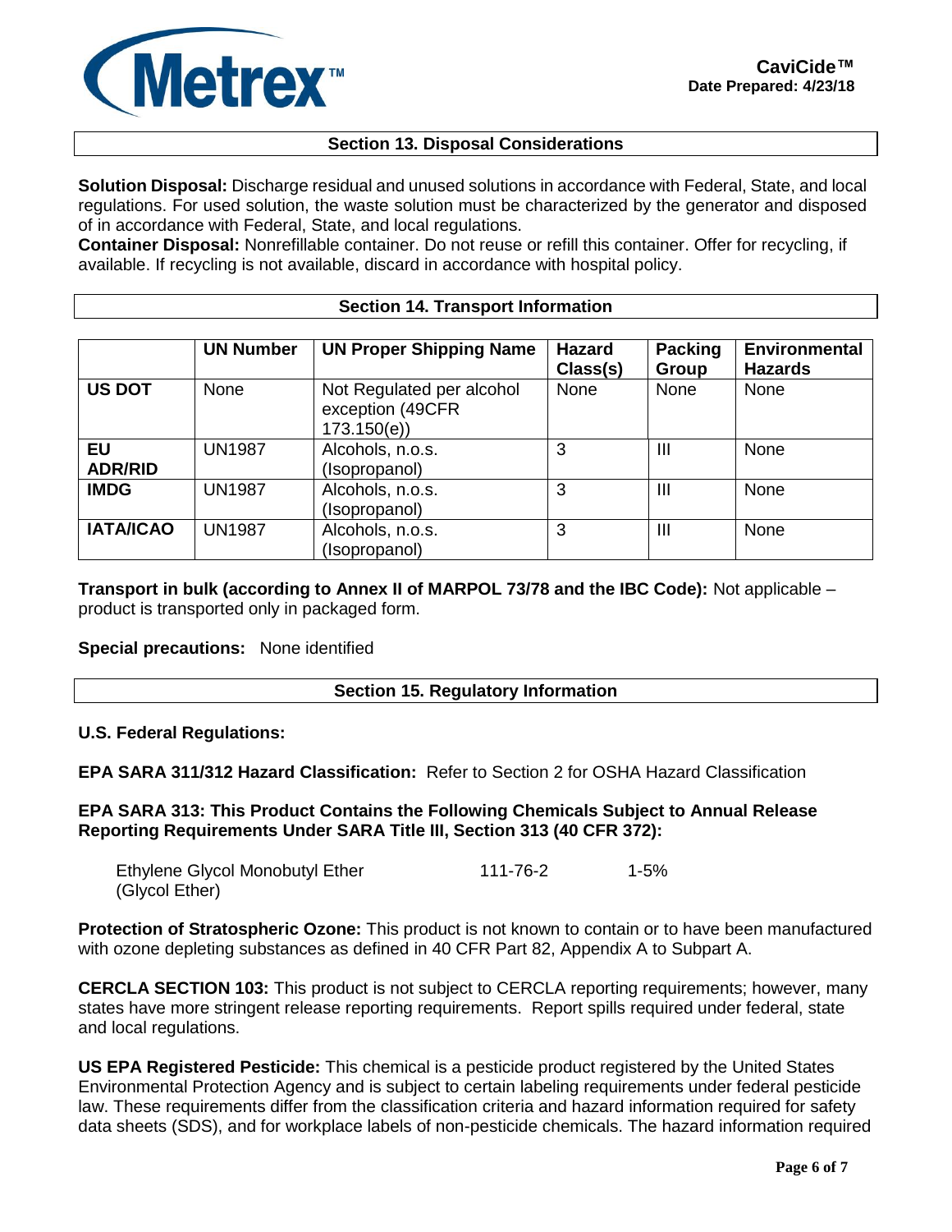## Section 13. Disposal Considerations

**Solution Disposal:** Discharge residual and unused solutions in accordance with Federal, State, and local regulations. For used solution, the waste solution must be characterized by the generator and disposed of in accordance with Federal, State, and local regulations.
**Container Disposal:** Nonrefillable container. Do not reuse or refill this container. Offer for recycling, if available. If recycling is not available, discard in accordance with hospital policy.

## Section 14. Transport Information

| | UN Number | UN Proper Shipping Name | Hazard Class(s) | Packing Group | Environmental Hazards |
|---|---|---|---|---|---|
| **US DOT** | None | Not Regulated per alcohol exception (49CFR 173.150(e)) | None | None | None |
| **EU ADR/RID** | UN1987 | Alcohols, n.o.s. (Isopropanol) | 3 | III | None |
| **IMDG** | UN1987 | Alcohols, n.o.s. (Isopropanol) | 3 | III | None |
| **IATA/ICAO** | UN1987 | Alcohols, n.o.s. (Isopropanol) | 3 | III | None |

**Transport in bulk (according to Annex II of MARPOL 73/78 and the IBC Code):** Not applicable – product is transported only in packaged form.

**Special precautions:** None identified

## Section 15. Regulatory Information

**U.S. Federal Regulations:**

**EPA SARA 311/312 Hazard Classification:** Refer to Section 2 for OSHA Hazard Classification

**EPA SARA 313: This Product Contains the Following Chemicals Subject to Annual Release Reporting Requirements Under SARA Title III, Section 313 (40 CFR 372):**

| | | |
|---|---|---|
| Ethylene Glycol Monobutyl Ether (Glycol Ether) | 111-76-2 | 1-5% |

**Protection of Stratospheric Ozone:** This product is not known to contain or to have been manufactured with ozone depleting substances as defined in 40 CFR Part 82, Appendix A to Subpart A.

**CERCLA SECTION 103:** This product is not subject to CERCLA reporting requirements; however, many states have more stringent release reporting requirements. Report spills required under federal, state and local regulations.

**US EPA Registered Pesticide:** This chemical is a pesticide product registered by the United States Environmental Protection Agency and is subject to certain labeling requirements under federal pesticide law. These requirements differ from the classification criteria and hazard information required for safety data sheets (SDS), and for workplace labels of non-pesticide chemicals. The hazard information required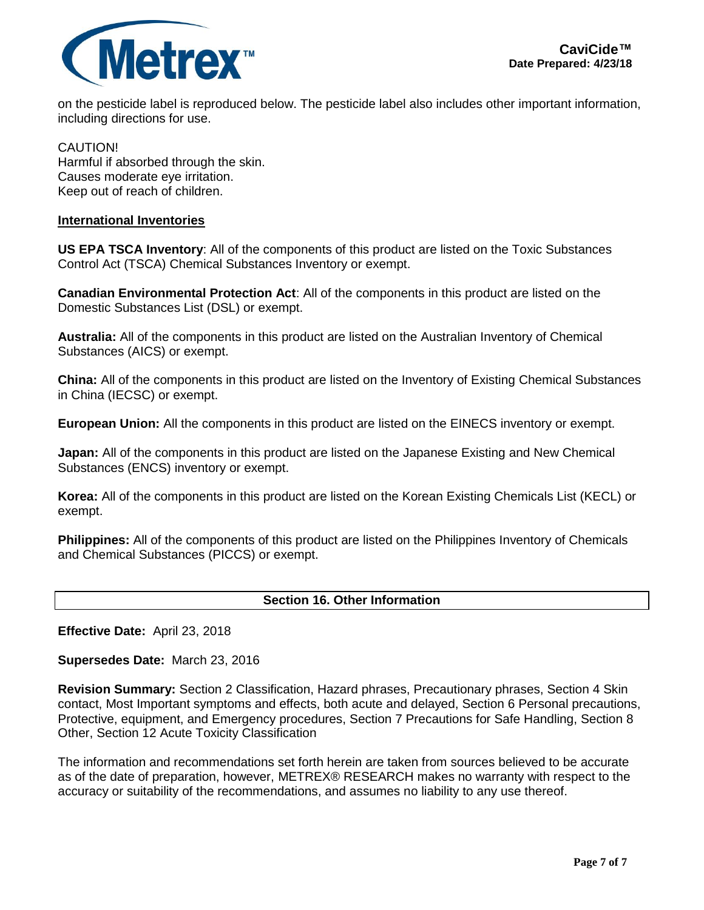on the pesticide label is reproduced below. The pesticide label also includes other important information, including directions for use.

CAUTION!
Harmful if absorbed through the skin.
Causes moderate eye irritation.
Keep out of reach of children.

**International Inventories**

**US EPA TSCA Inventory**: All of the components of this product are listed on the Toxic Substances Control Act (TSCA) Chemical Substances Inventory or exempt.

**Canadian Environmental Protection Act**: All of the components in this product are listed on the Domestic Substances List (DSL) or exempt.

**Australia:** All of the components in this product are listed on the Australian Inventory of Chemical Substances (AICS) or exempt.

**China:** All of the components in this product are listed on the Inventory of Existing Chemical Substances in China (IECSC) or exempt.

**European Union:** All the components in this product are listed on the EINECS inventory or exempt.

**Japan:** All of the components in this product are listed on the Japanese Existing and New Chemical Substances (ENCS) inventory or exempt.

**Korea:** All of the components in this product are listed on the Korean Existing Chemicals List (KECL) or exempt.

**Philippines:** All of the components of this product are listed on the Philippines Inventory of Chemicals and Chemical Substances (PICCS) or exempt.

## Section 16. Other Information

**Effective Date:** April 23, 2018

**Supersedes Date:** March 23, 2016

**Revision Summary:** Section 2 Classification, Hazard phrases, Precautionary phrases, Section 4 Skin contact, Most Important symptoms and effects, both acute and delayed, Section 6 Personal precautions, Protective, equipment, and Emergency procedures, Section 7 Precautions for Safe Handling, Section 8 Other, Section 12 Acute Toxicity Classification

The information and recommendations set forth herein are taken from sources believed to be accurate as of the date of preparation, however, METREX® RESEARCH makes no warranty with respect to the accuracy or suitability of the recommendations, and assumes no liability to any use thereof.